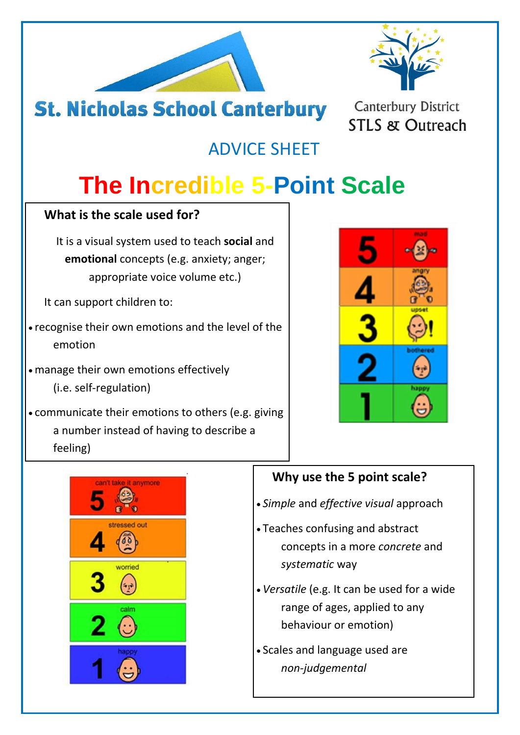St. Nicholas School Canterbury

Canterbury District
STLS & Outreach

ADVICE SHEET

# The Incredible 5-Point Scale

### What is the scale used for?

It is a visual system used to teach **social** and **emotional** concepts (e.g. anxiety; anger; appropriate voice volume etc.)

It can support children to:

- recognise their own emotions and the level of the emotion
- manage their own emotions effectively (i.e. self-regulation)
- communicate their emotions to others (e.g. giving a number instead of having to describe a feeling)

| | |
|---|---|
| 5 | mad |
| 4 | angry |
| 3 | upset |
| 2 | bothered |
| 1 | happy |

| | |
|---|---|
| 5 | can't take it anymore |
| 4 | stressed out |
| 3 | worried |
| 2 | calm |
| 1 | happy |

### Why use the 5 point scale?

- *Simple* and *effective visual* approach
- Teaches confusing and abstract concepts in a more *concrete* and *systematic* way
- *Versatile* (e.g. It can be used for a wide range of ages, applied to any behaviour or emotion)
- Scales and language used are *non-judgemental*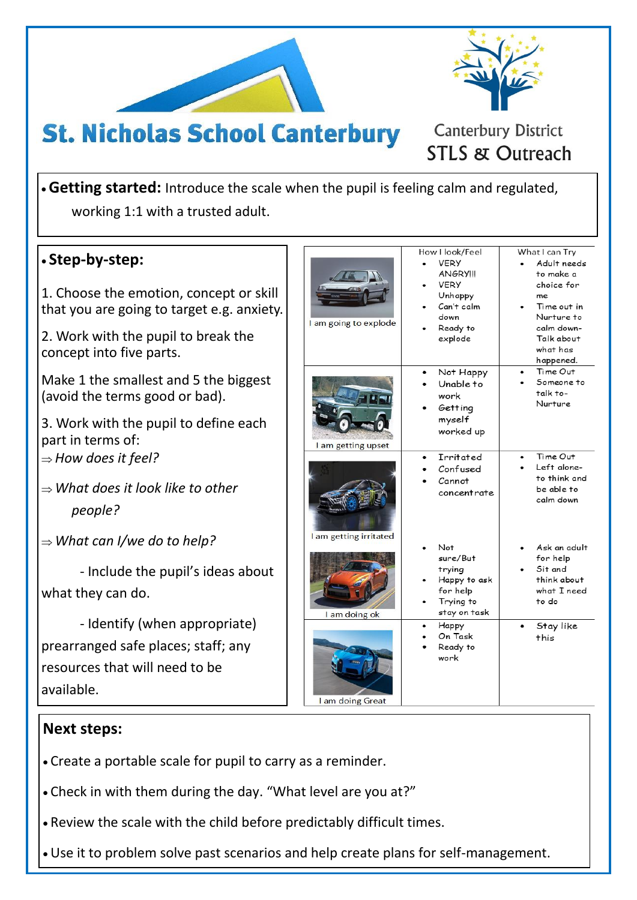# St. Nicholas School Canterbury

Canterbury District
STLS & Outreach

- **Getting started:** Introduce the scale when the pupil is feeling calm and regulated, working 1:1 with a trusted adult.

- **Step-by-step:**

1. Choose the emotion, concept or skill that you are going to target e.g. anxiety.

2. Work with the pupil to break the concept into five parts.

Make 1 the smallest and 5 the biggest (avoid the terms good or bad).

3. Work with the pupil to define each part in terms of:

⇒ *How does it feel?*

⇒ *What does it look like to other people?*

⇒ *What can I/we do to help?*

- Include the pupil's ideas about what they can do.

- Identify (when appropriate) prearranged safe places; staff; any resources that will need to be available.

| | How I look/Feel | What I can Try |
|---|---|---|
| I am going to explode | • VERY ANGRY!!! • VERY Unhappy • Can't calm down • Ready to explode | • Adult needs to make a choice for me • Time out in Nurture to calm down- Talk about what has happened. |
| I am getting upset | • Not Happy • Unable to work • Getting myself worked up | • Time Out • Someone to talk to- Nurture |
| I am getting irritated | • Irritated • Confused • Cannot concentrate | • Time Out • Left alone- to think and be able to calm down |
| I am doing ok | • Not sure/But trying • Happy to ask for help • Trying to stay on task | • Ask an adult for help • Sit and think about what I need to do |
| I am doing Great | • Happy • On Task • Ready to work | • Stay like this |

**Next steps:**

- Create a portable scale for pupil to carry as a reminder.
- Check in with them during the day. "What level are you at?"
- Review the scale with the child before predictably difficult times.
- Use it to problem solve past scenarios and help create plans for self-management.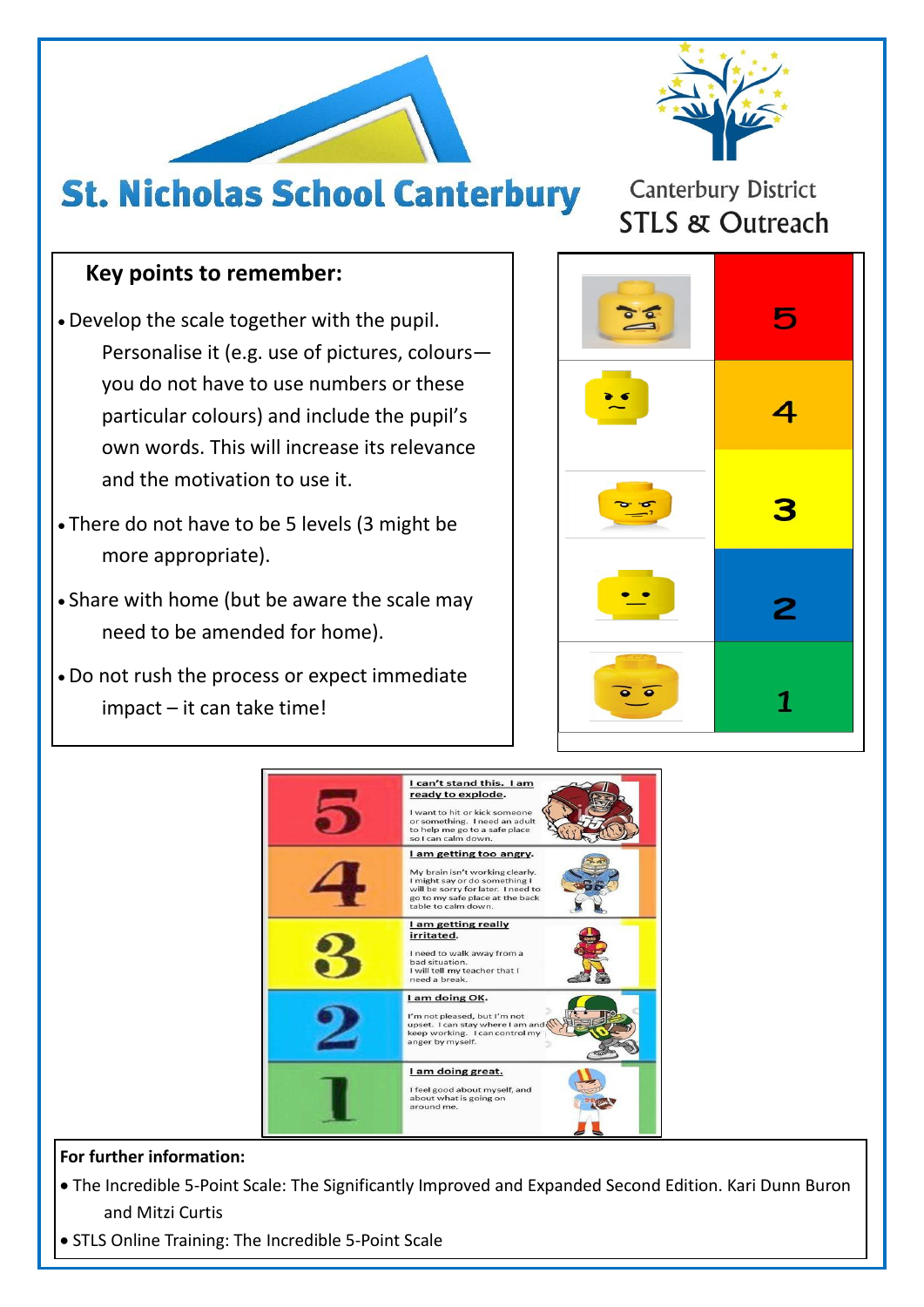# St. Nicholas School Canterbury

Canterbury District
STLS & Outreach

**Key points to remember:**

- Develop the scale together with the pupil. Personalise it (e.g. use of pictures, colours—you do not have to use numbers or these particular colours) and include the pupil's own words. This will increase its relevance and the motivation to use it.
- There do not have to be 5 levels (3 might be more appropriate).
- Share with home (but be aware the scale may need to be amended for home).
- Do not rush the process or expect immediate impact – it can take time!

5
4
3
2
1

5 — **I can't stand this. I am ready to explode.** I want to hit or kick someone or something. I need an adult to help me go to a safe place so I can calm down.

4 — **I am getting too angry.** My brain isn't working clearly. I might say or do something I will be sorry for later. I need to go to my safe place at the back table to calm down.

3 — **I am getting really irritated.** I need to walk away from a bad situation. I will tell my teacher that I need a break.

2 — **I am doing OK.** I'm not pleased, but I'm not upset. I can stay where I am and keep working. I can control my anger by myself.

1 — **I am doing great.** I feel good about myself, and about what is going on around me.

**For further information:**

- The Incredible 5-Point Scale: The Significantly Improved and Expanded Second Edition. Kari Dunn Buron and Mitzi Curtis
- STLS Online Training: The Incredible 5-Point Scale